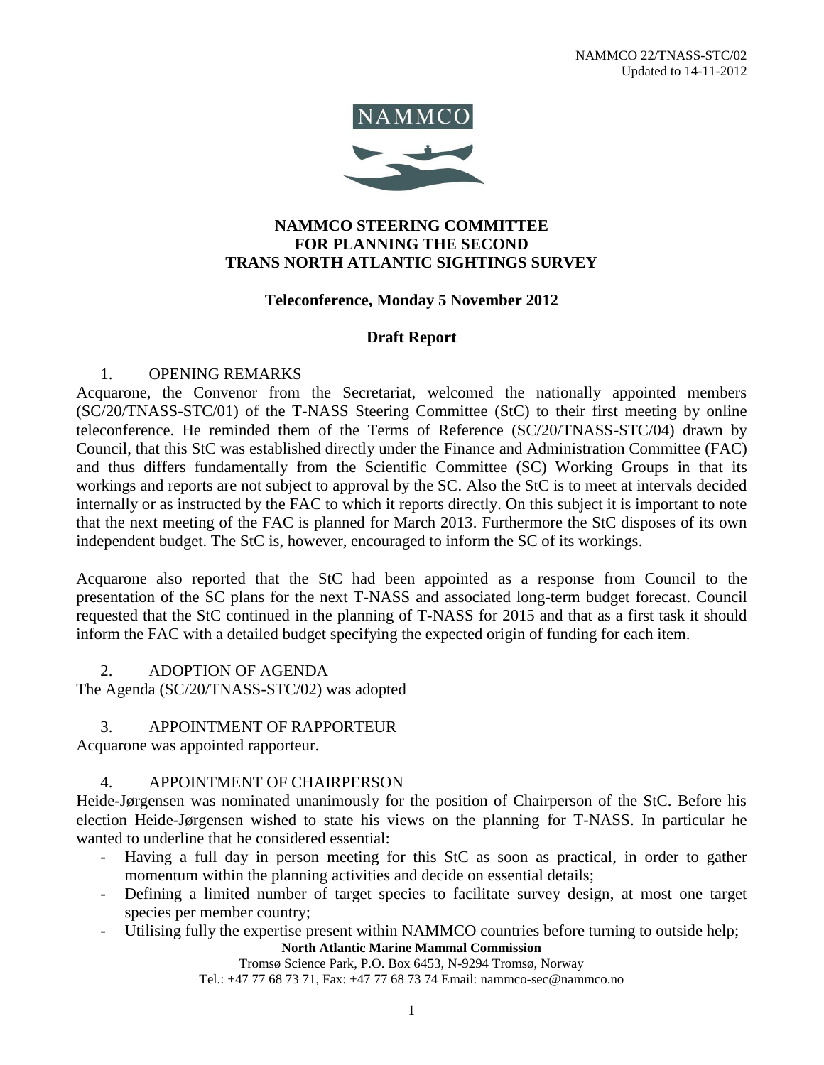NAMMCO 22/TNASS-STC/02
Updated to 14-11-2012

NAMMCO

# NAMMCO STEERING COMMITTEE FOR PLANNING THE SECOND TRANS NORTH ATLANTIC SIGHTINGS SURVEY

**Teleconference, Monday 5 November 2012**

**Draft Report**

## 1. OPENING REMARKS

Acquarone, the Convenor from the Secretariat, welcomed the nationally appointed members (SC/20/TNASS-STC/01) of the T-NASS Steering Committee (StC) to their first meeting by online teleconference. He reminded them of the Terms of Reference (SC/20/TNASS-STC/04) drawn by Council, that this StC was established directly under the Finance and Administration Committee (FAC) and thus differs fundamentally from the Scientific Committee (SC) Working Groups in that its workings and reports are not subject to approval by the SC. Also the StC is to meet at intervals decided internally or as instructed by the FAC to which it reports directly. On this subject it is important to note that the next meeting of the FAC is planned for March 2013. Furthermore the StC disposes of its own independent budget. The StC is, however, encouraged to inform the SC of its workings.

Acquarone also reported that the StC had been appointed as a response from Council to the presentation of the SC plans for the next T-NASS and associated long-term budget forecast. Council requested that the StC continued in the planning of T-NASS for 2015 and that as a first task it should inform the FAC with a detailed budget specifying the expected origin of funding for each item.

## 2. ADOPTION OF AGENDA

The Agenda (SC/20/TNASS-STC/02) was adopted

## 3. APPOINTMENT OF RAPPORTEUR

Acquarone was appointed rapporteur.

## 4. APPOINTMENT OF CHAIRPERSON

Heide-Jørgensen was nominated unanimously for the position of Chairperson of the StC. Before his election Heide-Jørgensen wished to state his views on the planning for T-NASS. In particular he wanted to underline that he considered essential:

- Having a full day in person meeting for this StC as soon as practical, in order to gather momentum within the planning activities and decide on essential details;
- Defining a limited number of target species to facilitate survey design, at most one target species per member country;
- Utilising fully the expertise present within NAMMCO countries before turning to outside help;

**North Atlantic Marine Mammal Commission**
Tromsø Science Park, P.O. Box 6453, N-9294 Tromsø, Norway
Tel.: +47 77 68 73 71, Fax: +47 77 68 73 74 Email: nammco-sec@nammco.no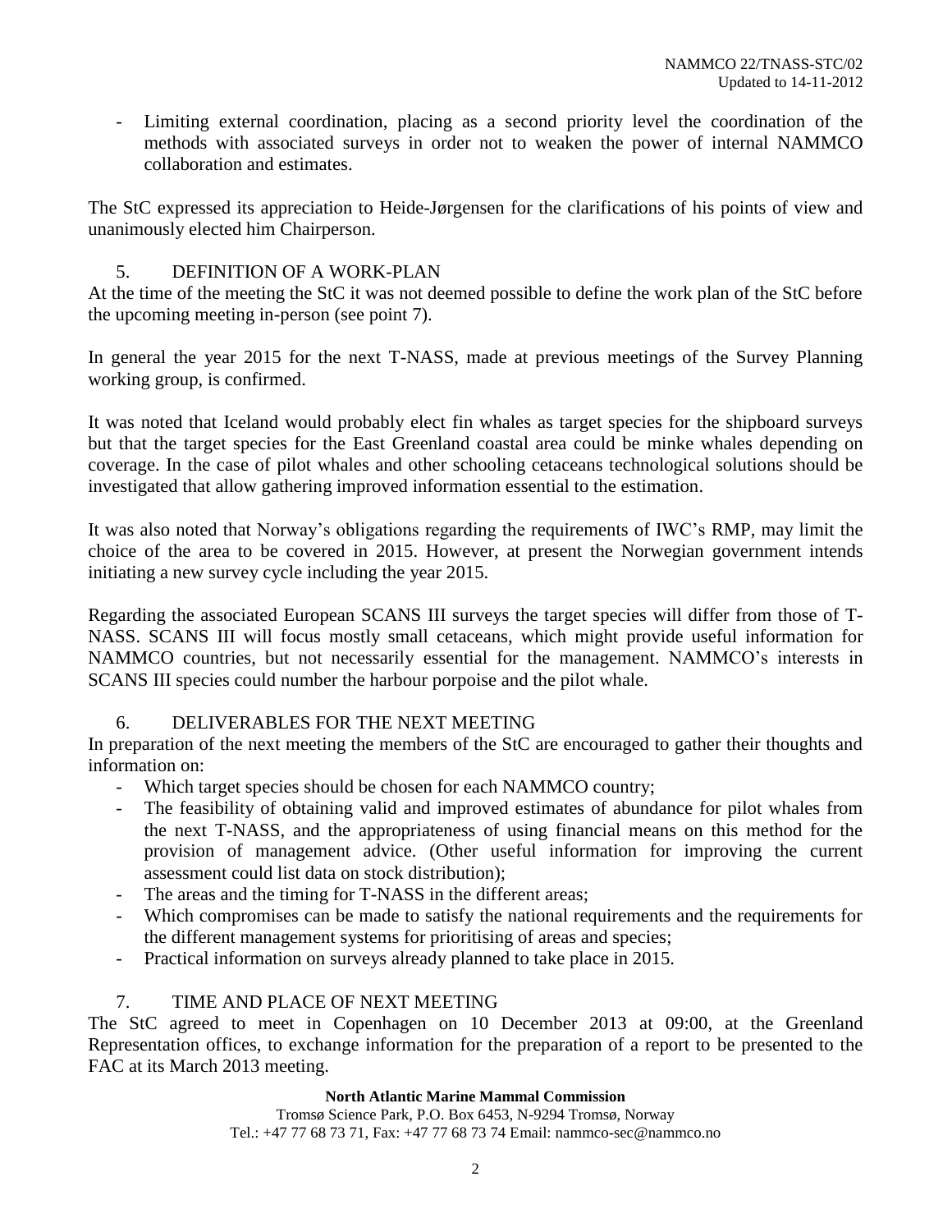- Limiting external coordination, placing as a second priority level the coordination of the methods with associated surveys in order not to weaken the power of internal NAMMCO collaboration and estimates.

The StC expressed its appreciation to Heide-Jørgensen for the clarifications of his points of view and unanimously elected him Chairperson.

## 5. DEFINITION OF A WORK-PLAN

At the time of the meeting the StC it was not deemed possible to define the work plan of the StC before the upcoming meeting in-person (see point 7).

In general the year 2015 for the next T-NASS, made at previous meetings of the Survey Planning working group, is confirmed.

It was noted that Iceland would probably elect fin whales as target species for the shipboard surveys but that the target species for the East Greenland coastal area could be minke whales depending on coverage. In the case of pilot whales and other schooling cetaceans technological solutions should be investigated that allow gathering improved information essential to the estimation.

It was also noted that Norway's obligations regarding the requirements of IWC's RMP, may limit the choice of the area to be covered in 2015. However, at present the Norwegian government intends initiating a new survey cycle including the year 2015.

Regarding the associated European SCANS III surveys the target species will differ from those of T-NASS. SCANS III will focus mostly small cetaceans, which might provide useful information for NAMMCO countries, but not necessarily essential for the management. NAMMCO's interests in SCANS III species could number the harbour porpoise and the pilot whale.

## 6. DELIVERABLES FOR THE NEXT MEETING

In preparation of the next meeting the members of the StC are encouraged to gather their thoughts and information on:

- Which target species should be chosen for each NAMMCO country;
- The feasibility of obtaining valid and improved estimates of abundance for pilot whales from the next T-NASS, and the appropriateness of using financial means on this method for the provision of management advice. (Other useful information for improving the current assessment could list data on stock distribution);
- The areas and the timing for T-NASS in the different areas;
- Which compromises can be made to satisfy the national requirements and the requirements for the different management systems for prioritising of areas and species;
- Practical information on surveys already planned to take place in 2015.

## 7. TIME AND PLACE OF NEXT MEETING

The StC agreed to meet in Copenhagen on 10 December 2013 at 09:00, at the Greenland Representation offices, to exchange information for the preparation of a report to be presented to the FAC at its March 2013 meeting.